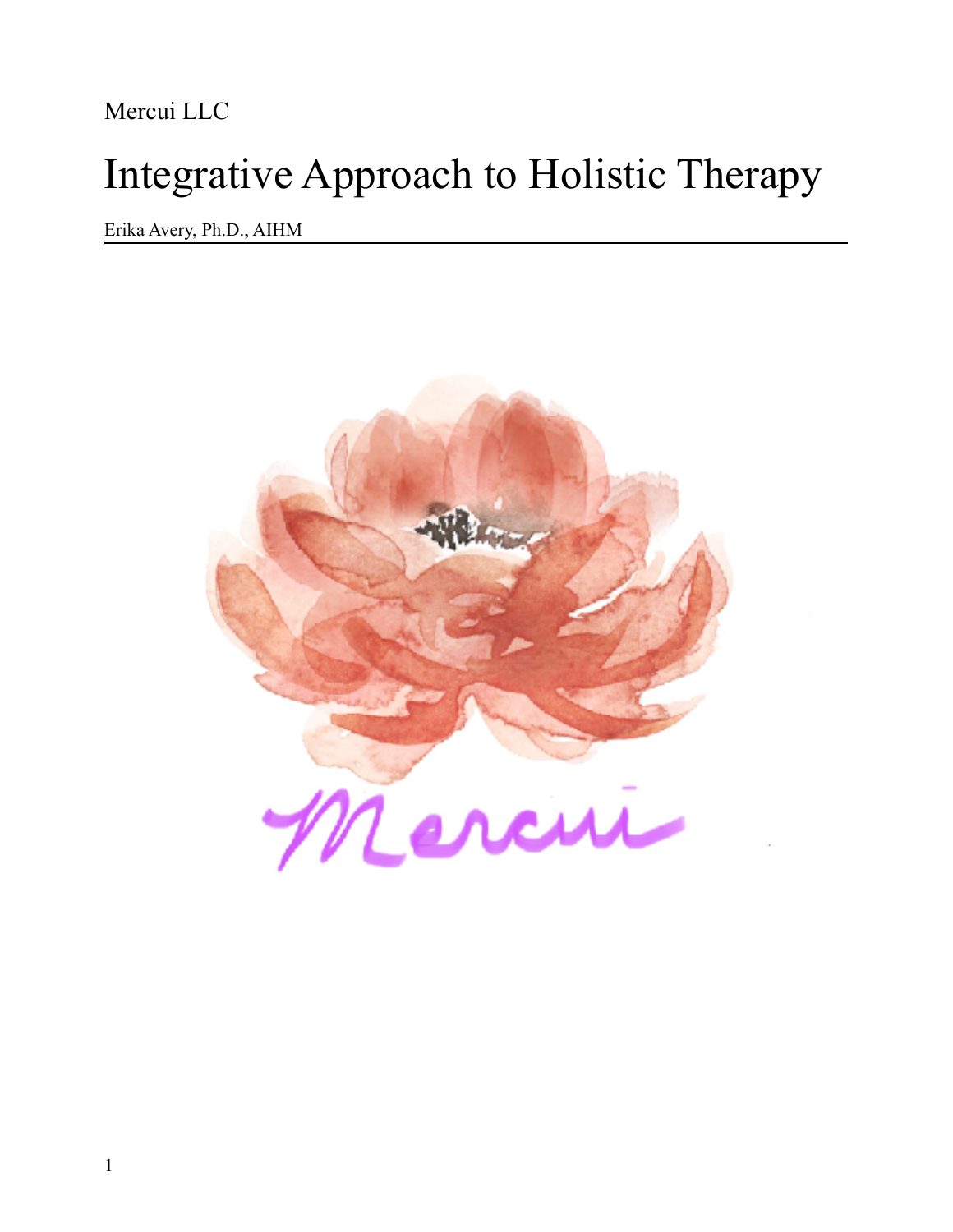Mercui LLC

# Integrative Approach to Holistic Therapy

Erika Avery, Ph.D., AIHM

---

Mercui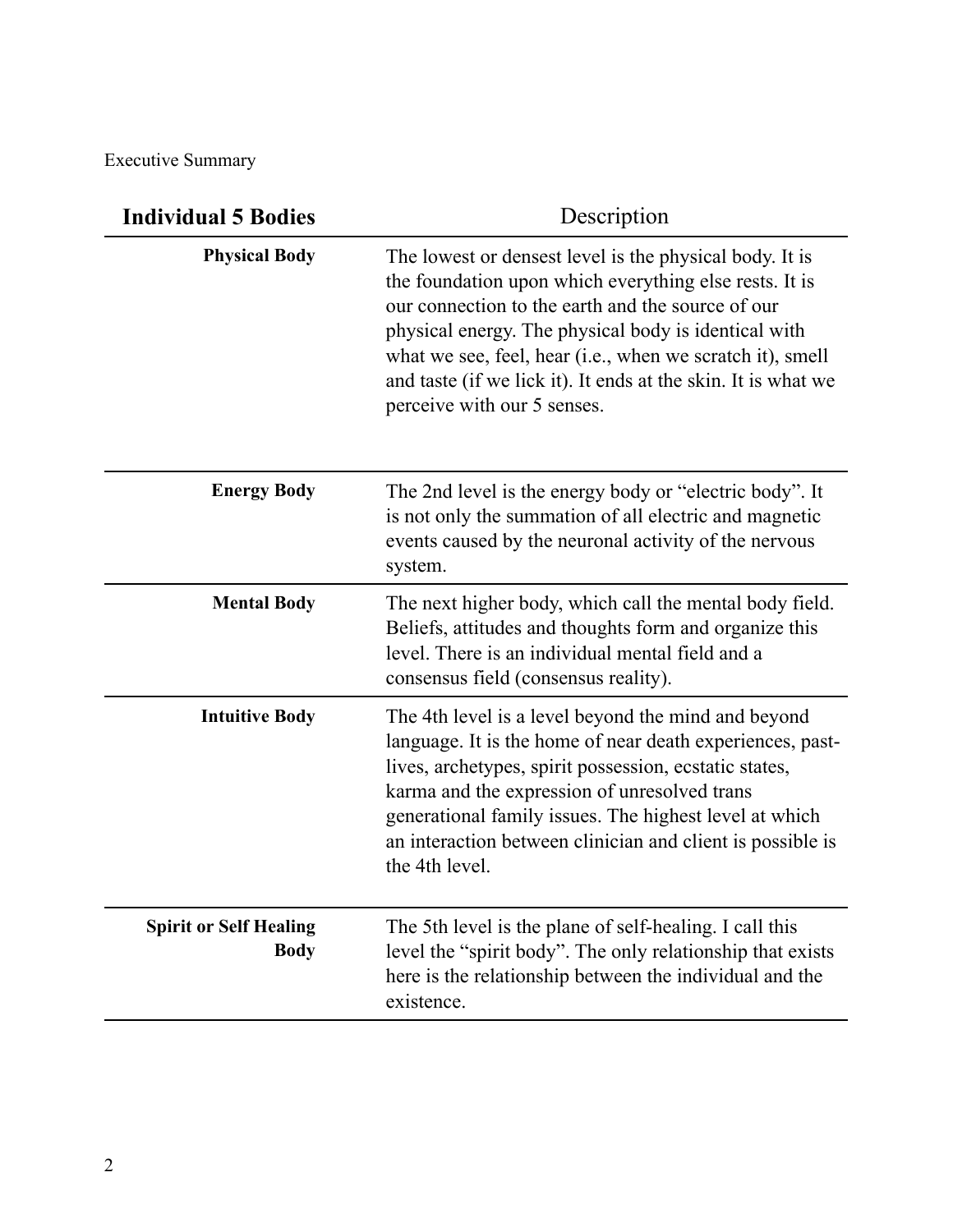Executive Summary

| Individual 5 Bodies | Description |
|---|---|
| **Physical Body** | The lowest or densest level is the physical body. It is the foundation upon which everything else rests. It is our connection to the earth and the source of our physical energy. The physical body is identical with what we see, feel, hear (i.e., when we scratch it), smell and taste (if we lick it). It ends at the skin. It is what we perceive with our 5 senses. |
| **Energy Body** | The 2nd level is the energy body or "electric body". It is not only the summation of all electric and magnetic events caused by the neuronal activity of the nervous system. |
| **Mental Body** | The next higher body, which call the mental body field. Beliefs, attitudes and thoughts form and organize this level. There is an individual mental field and a consensus field (consensus reality). |
| **Intuitive Body** | The 4th level is a level beyond the mind and beyond language. It is the home of near death experiences, past-lives, archetypes, spirit possession, ecstatic states, karma and the expression of unresolved trans generational family issues. The highest level at which an interaction between clinician and client is possible is the 4th level. |
| **Spirit or Self Healing Body** | The 5th level is the plane of self-healing. I call this level the "spirit body". The only relationship that exists here is the relationship between the individual and the existence. |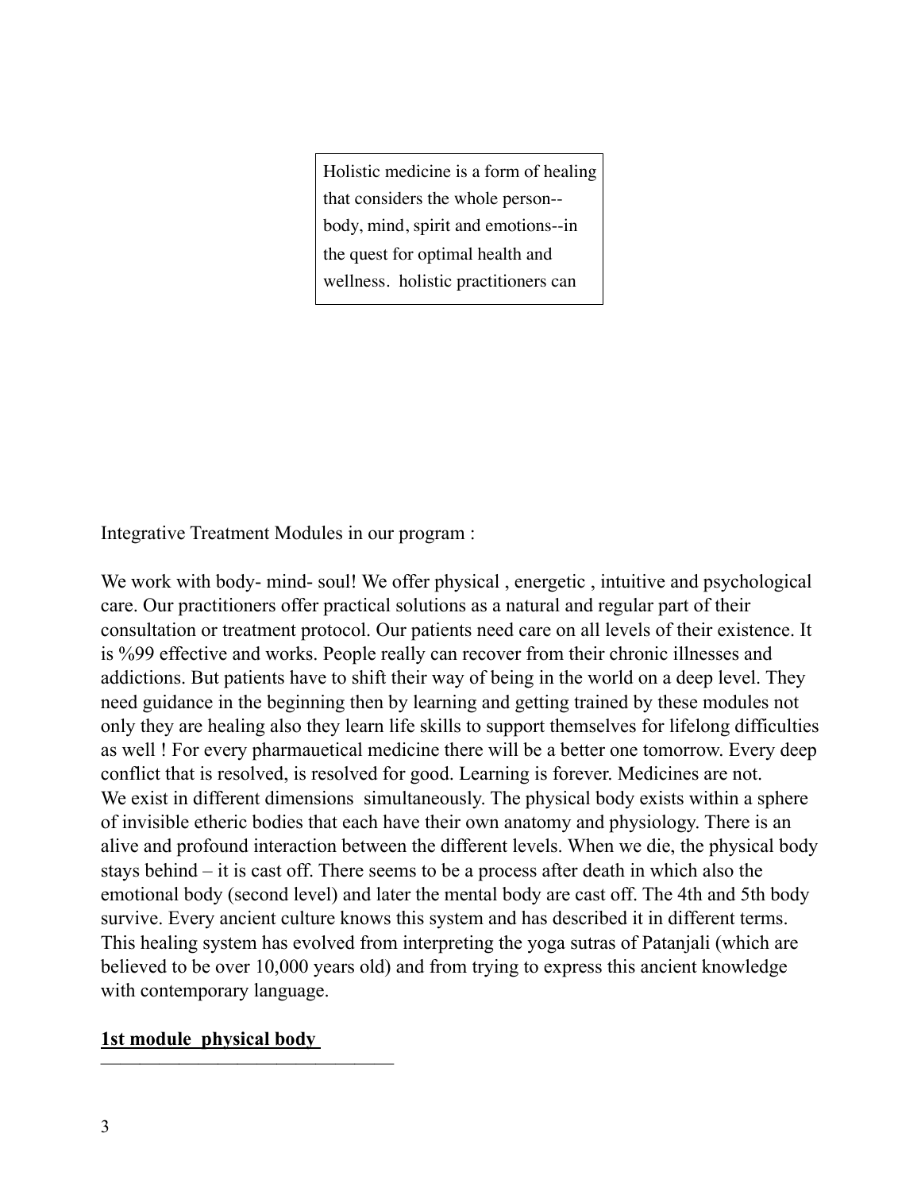Holistic medicine is a form of healing that considers the whole person--body, mind, spirit and emotions--in the quest for optimal health and wellness. holistic practitioners can

Integrative Treatment Modules in our program :

We work with body- mind- soul! We offer physical , energetic , intuitive and psychological care. Our practitioners offer practical solutions as a natural and regular part of their consultation or treatment protocol. Our patients need care on all levels of their existence. It is %99 effective and works. People really can recover from their chronic illnesses and addictions. But patients have to shift their way of being in the world on a deep level. They need guidance in the beginning then by learning and getting trained by these modules not only they are healing also they learn life skills to support themselves for lifelong difficulties as well ! For every pharmauetical medicine there will be a better one tomorrow. Every deep conflict that is resolved, is resolved for good. Learning is forever. Medicines are not.
We exist in different dimensions simultaneously. The physical body exists within a sphere of invisible etheric bodies that each have their own anatomy and physiology. There is an alive and profound interaction between the different levels. When we die, the physical body stays behind – it is cast off. There seems to be a process after death in which also the emotional body (second level) and later the mental body are cast off. The 4th and 5th body survive. Every ancient culture knows this system and has described it in different terms. This healing system has evolved from interpreting the yoga sutras of Patanjali (which are believed to be over 10,000 years old) and from trying to express this ancient knowledge with contemporary language.

**1st module physical body**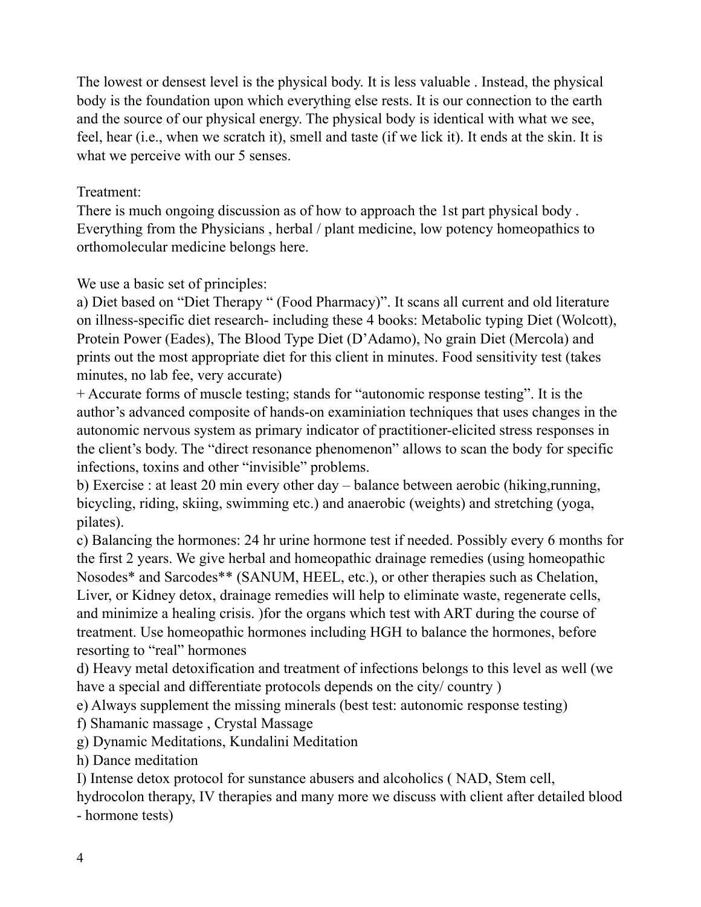The lowest or densest level is the physical body. It is less valuable . Instead, the physical body is the foundation upon which everything else rests. It is our connection to the earth and the source of our physical energy. The physical body is identical with what we see, feel, hear (i.e., when we scratch it), smell and taste (if we lick it). It ends at the skin. It is what we perceive with our 5 senses.

Treatment:
There is much ongoing discussion as of how to approach the 1st part physical body . Everything from the Physicians , herbal / plant medicine, low potency homeopathics to orthomolecular medicine belongs here.

We use a basic set of principles:
a) Diet based on "Diet Therapy " (Food Pharmacy)". It scans all current and old literature on illness-specific diet research- including these 4 books: Metabolic typing Diet (Wolcott), Protein Power (Eades), The Blood Type Diet (D'Adamo), No grain Diet (Mercola) and prints out the most appropriate diet for this client in minutes. Food sensitivity test (takes minutes, no lab fee, very accurate)
+ Accurate forms of muscle testing; stands for "autonomic response testing". It is the author's advanced composite of hands-on examiniation techniques that uses changes in the autonomic nervous system as primary indicator of practitioner-elicited stress responses in the client's body. The "direct resonance phenomenon" allows to scan the body for specific infections, toxins and other "invisible" problems.
b) Exercise : at least 20 min every other day – balance between aerobic (hiking,running, bicycling, riding, skiing, swimming etc.) and anaerobic (weights) and stretching (yoga, pilates).
c) Balancing the hormones: 24 hr urine hormone test if needed. Possibly every 6 months for the first 2 years. We give herbal and homeopathic drainage remedies (using homeopathic Nosodes* and Sarcodes** (SANUM, HEEL, etc.), or other therapies such as Chelation, Liver, or Kidney detox, drainage remedies will help to eliminate waste, regenerate cells, and minimize a healing crisis. )for the organs which test with ART during the course of treatment. Use homeopathic hormones including HGH to balance the hormones, before resorting to "real" hormones
d) Heavy metal detoxification and treatment of infections belongs to this level as well (we have a special and differentiate protocols depends on the city/ country )
e) Always supplement the missing minerals (best test: autonomic response testing)
f) Shamanic massage , Crystal Massage
g) Dynamic Meditations, Kundalini Meditation
h) Dance meditation
I) Intense detox protocol for sunstance abusers and alcoholics ( NAD, Stem cell, hydrocolon therapy, IV therapies and many more we discuss with client after detailed blood - hormone tests)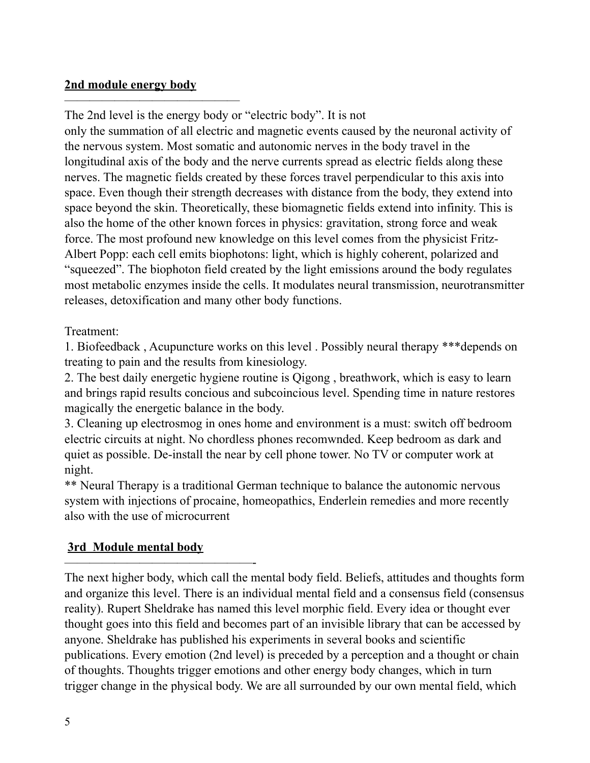## 2nd module energy body

The 2nd level is the energy body or “electric body”. It is not
only the summation of all electric and magnetic events caused by the neuronal activity of the nervous system. Most somatic and autonomic nerves in the body travel in the longitudinal axis of the body and the nerve currents spread as electric fields along these nerves. The magnetic fields created by these forces travel perpendicular to this axis into space. Even though their strength decreases with distance from the body, they extend into space beyond the skin. Theoretically, these biomagnetic fields extend into infinity. This is also the home of the other known forces in physics: gravitation, strong force and weak force. The most profound new knowledge on this level comes from the physicist Fritz-Albert Popp: each cell emits biophotons: light, which is highly coherent, polarized and “squeezed”. The biophoton field created by the light emissions around the body regulates most metabolic enzymes inside the cells. It modulates neural transmission, neurotransmitter releases, detoxification and many other body functions.

Treatment:

1. Biofeedback , Acupuncture works on this level . Possibly neural therapy ***depends on treating to pain and the results from kinesiology.
2. The best daily energetic hygiene routine is Qigong , breathwork, which is easy to learn and brings rapid results concious and subcoincious level. Spending time in nature restores magically the energetic balance in the body.
3. Cleaning up electrosmog in ones home and environment is a must: switch off bedroom electric circuits at night. No chordless phones recomwnded. Keep bedroom as dark and quiet as possible. De-install the near by cell phone tower. No TV or computer work at night.

** Neural Therapy is a traditional German technique to balance the autonomic nervous system with injections of procaine, homeopathics, Enderlein remedies and more recently also with the use of microcurrent

## 3rd Module mental body

The next higher body, which call the mental body field. Beliefs, attitudes and thoughts form and organize this level. There is an individual mental field and a consensus field (consensus reality). Rupert Sheldrake has named this level morphic field. Every idea or thought ever thought goes into this field and becomes part of an invisible library that can be accessed by anyone. Sheldrake has published his experiments in several books and scientific publications. Every emotion (2nd level) is preceded by a perception and a thought or chain of thoughts. Thoughts trigger emotions and other energy body changes, which in turn trigger change in the physical body. We are all surrounded by our own mental field, which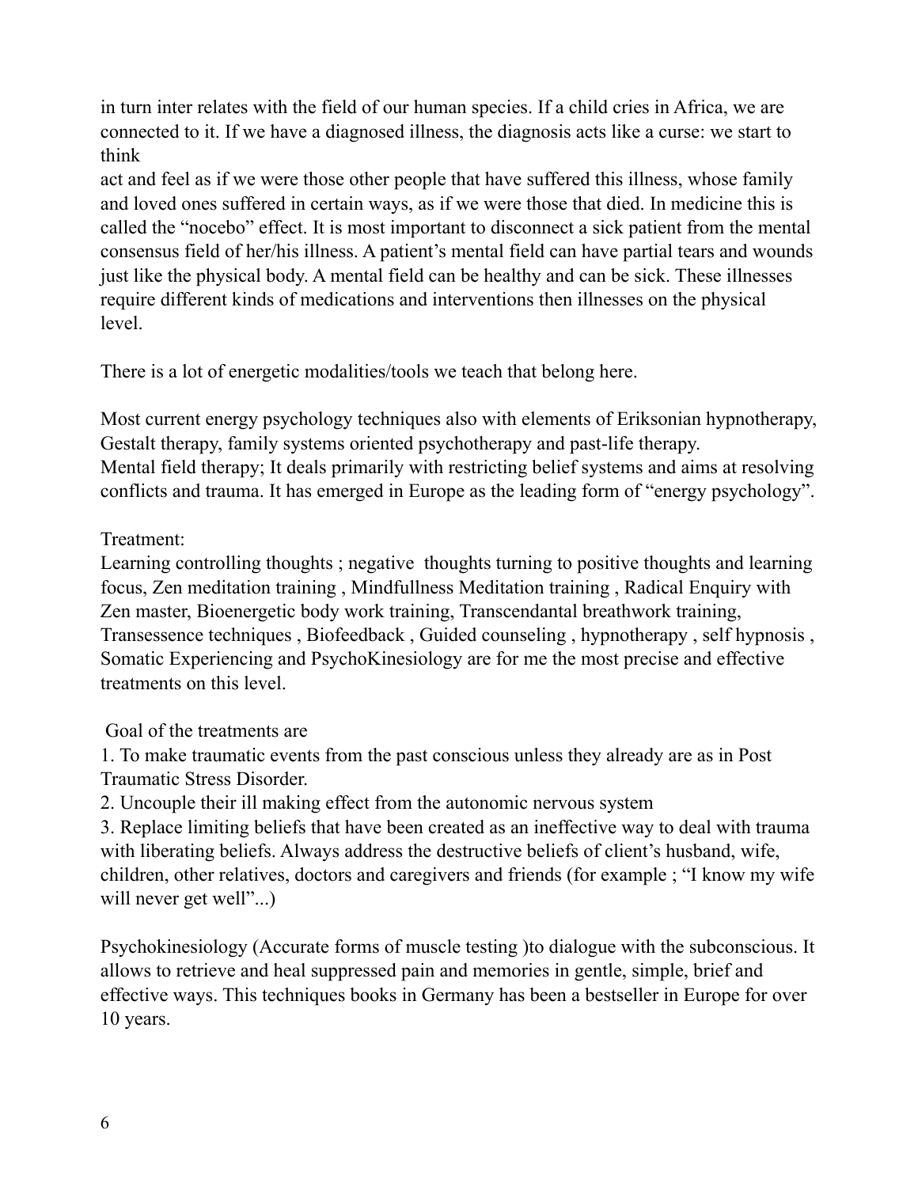in turn inter relates with the field of our human species. If a child cries in Africa, we are connected to it. If we have a diagnosed illness, the diagnosis acts like a curse: we start to think
act and feel as if we were those other people that have suffered this illness, whose family and loved ones suffered in certain ways, as if we were those that died. In medicine this is called the "nocebo" effect. It is most important to disconnect a sick patient from the mental consensus field of her/his illness. A patient's mental field can have partial tears and wounds just like the physical body. A mental field can be healthy and can be sick. These illnesses require different kinds of medications and interventions then illnesses on the physical level.

There is a lot of energetic modalities/tools we teach that belong here.

Most current energy psychology techniques also with elements of Eriksonian hypnotherapy, Gestalt therapy, family systems oriented psychotherapy and past-life therapy.
Mental field therapy; It deals primarily with restricting belief systems and aims at resolving conflicts and trauma. It has emerged in Europe as the leading form of "energy psychology".

Treatment:
Learning controlling thoughts ; negative  thoughts turning to positive thoughts and learning focus, Zen meditation training , Mindfullness Meditation training , Radical Enquiry with Zen master, Bioenergetic body work training, Transcendantal breathwork training, Transessence techniques , Biofeedback , Guided counseling , hypnotherapy , self hypnosis , Somatic Experiencing and PsychoKinesiology are for me the most precise and effective treatments on this level.

Goal of the treatments are

1. To make traumatic events from the past conscious unless they already are as in Post Traumatic Stress Disorder.
2. Uncouple their ill making effect from the autonomic nervous system
3. Replace limiting beliefs that have been created as an ineffective way to deal with trauma with liberating beliefs. Always address the destructive beliefs of client's husband, wife, children, other relatives, doctors and caregivers and friends (for example ; "I know my wife will never get well"...)

Psychokinesiology (Accurate forms of muscle testing )to dialogue with the subconscious. It allows to retrieve and heal suppressed pain and memories in gentle, simple, brief and effective ways. This techniques books in Germany has been a bestseller in Europe for over 10 years.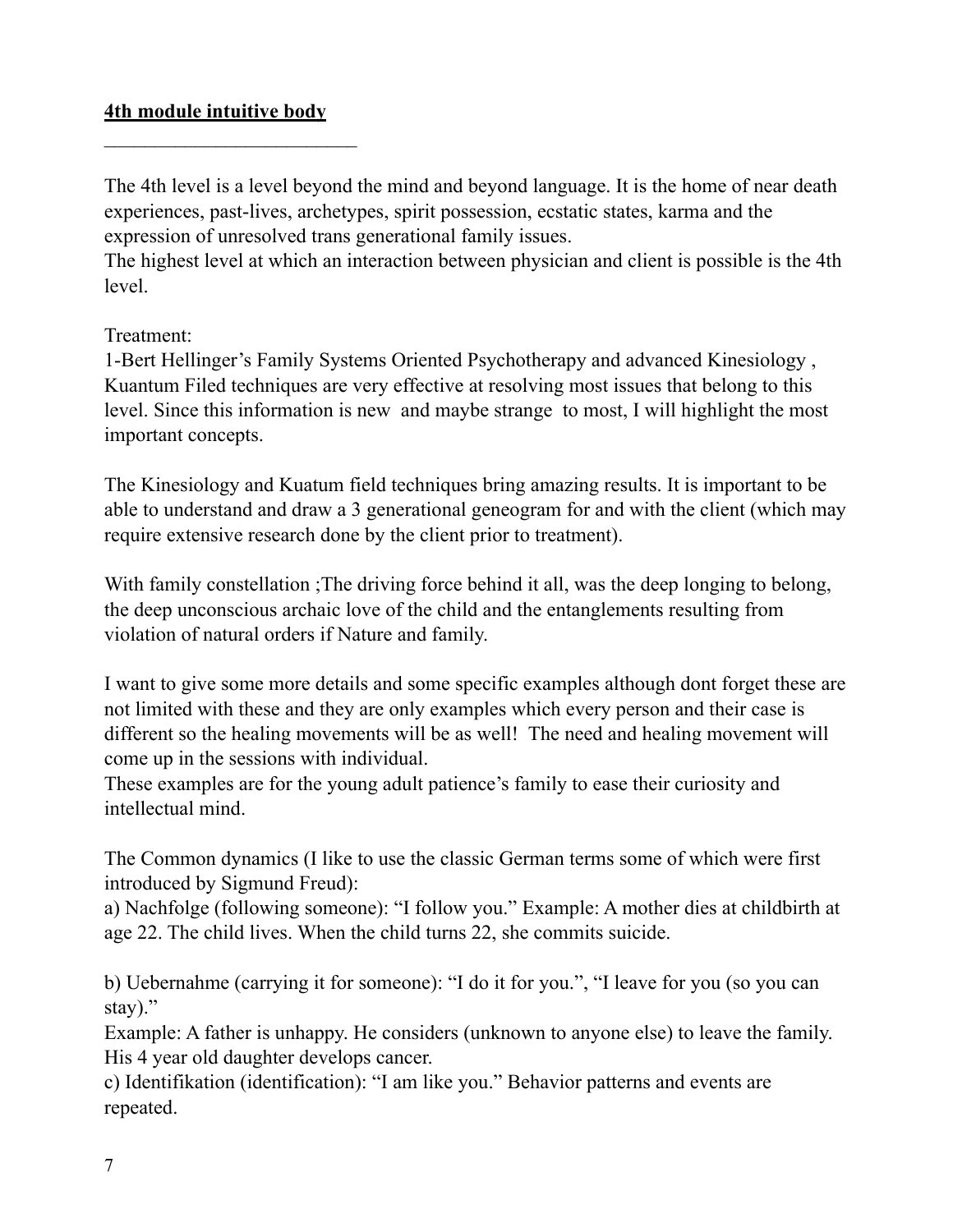**4th module intuitive body**

\_\_\_\_\_\_\_\_\_\_\_\_\_\_\_\_\_\_\_\_\_\_\_\_\_\_\_

The 4th level is a level beyond the mind and beyond language. It is the home of near death experiences, past-lives, archetypes, spirit possession, ecstatic states, karma and the expression of unresolved trans generational family issues.
The highest level at which an interaction between physician and client is possible is the 4th level.

Treatment:
1-Bert Hellinger's Family Systems Oriented Psychotherapy and advanced Kinesiology , Kuantum Filed techniques are very effective at resolving most issues that belong to this level. Since this information is new  and maybe strange  to most, I will highlight the most important concepts.

The Kinesiology and Kuatum field techniques bring amazing results. It is important to be able to understand and draw a 3 generational geneogram for and with the client (which may require extensive research done by the client prior to treatment).

With family constellation ;The driving force behind it all, was the deep longing to belong, the deep unconscious archaic love of the child and the entanglements resulting from violation of natural orders if Nature and family.

I want to give some more details and some specific examples although dont forget these are not limited with these and they are only examples which every person and their case is different so the healing movements will be as well!  The need and healing movement will come up in the sessions with individual.
These examples are for the young adult patience's family to ease their curiosity and intellectual mind.

The Common dynamics (I like to use the classic German terms some of which were first introduced by Sigmund Freud):
a) Nachfolge (following someone): "I follow you." Example: A mother dies at childbirth at age 22. The child lives. When the child turns 22, she commits suicide.

b) Uebernahme (carrying it for someone): "I do it for you.", "I leave for you (so you can stay)."
Example: A father is unhappy. He considers (unknown to anyone else) to leave the family. His 4 year old daughter develops cancer.
c) Identifikation (identification): "I am like you." Behavior patterns and events are repeated.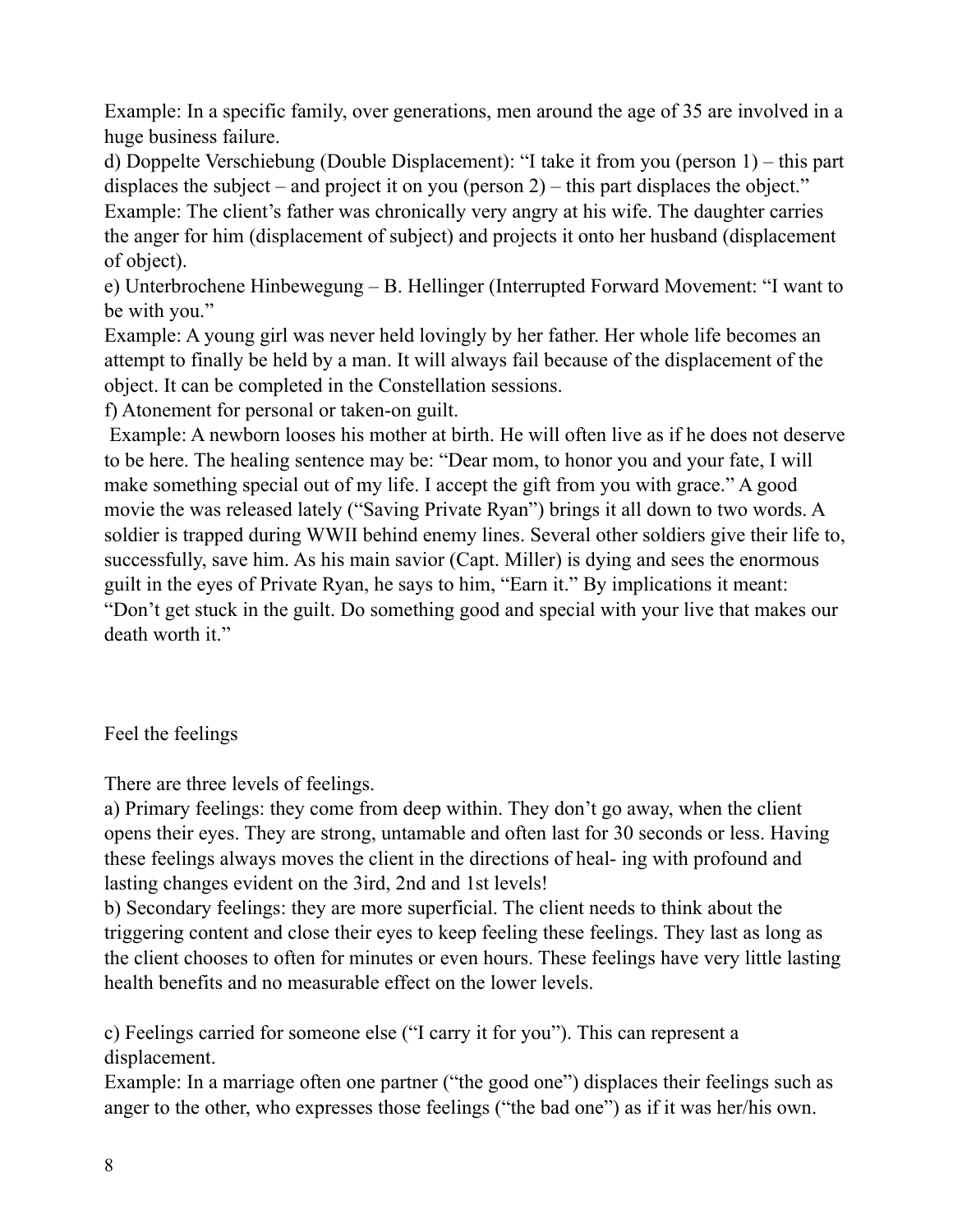Example: In a specific family, over generations, men around the age of 35 are involved in a huge business failure.

d) Doppelte Verschiebung (Double Displacement): "I take it from you (person 1) – this part displaces the subject – and project it on you (person 2) – this part displaces the object."
Example: The client's father was chronically very angry at his wife. The daughter carries the anger for him (displacement of subject) and projects it onto her husband (displacement of object).

e) Unterbrochene Hinbewegung – B. Hellinger (Interrupted Forward Movement: "I want to be with you."
Example: A young girl was never held lovingly by her father. Her whole life becomes an attempt to finally be held by a man. It will always fail because of the displacement of the object. It can be completed in the Constellation sessions.

f) Atonement for personal or taken-on guilt.
Example: A newborn looses his mother at birth. He will often live as if he does not deserve to be here. The healing sentence may be: "Dear mom, to honor you and your fate, I will make something special out of my life. I accept the gift from you with grace." A good movie the was released lately ("Saving Private Ryan") brings it all down to two words. A soldier is trapped during WWII behind enemy lines. Several other soldiers give their life to, successfully, save him. As his main savior (Capt. Miller) is dying and sees the enormous guilt in the eyes of Private Ryan, he says to him, "Earn it." By implications it meant: "Don't get stuck in the guilt. Do something good and special with your live that makes our death worth it."

Feel the feelings

There are three levels of feelings.

a) Primary feelings: they come from deep within. They don't go away, when the client opens their eyes. They are strong, untamable and often last for 30 seconds or less. Having these feelings always moves the client in the directions of heal- ing with profound and lasting changes evident on the 3ird, 2nd and 1st levels!

b) Secondary feelings: they are more superficial. The client needs to think about the triggering content and close their eyes to keep feeling these feelings. They last as long as the client chooses to often for minutes or even hours. These feelings have very little lasting health benefits and no measurable effect on the lower levels.

c) Feelings carried for someone else ("I carry it for you"). This can represent a displacement.
Example: In a marriage often one partner ("the good one") displaces their feelings such as anger to the other, who expresses those feelings ("the bad one") as if it was her/his own.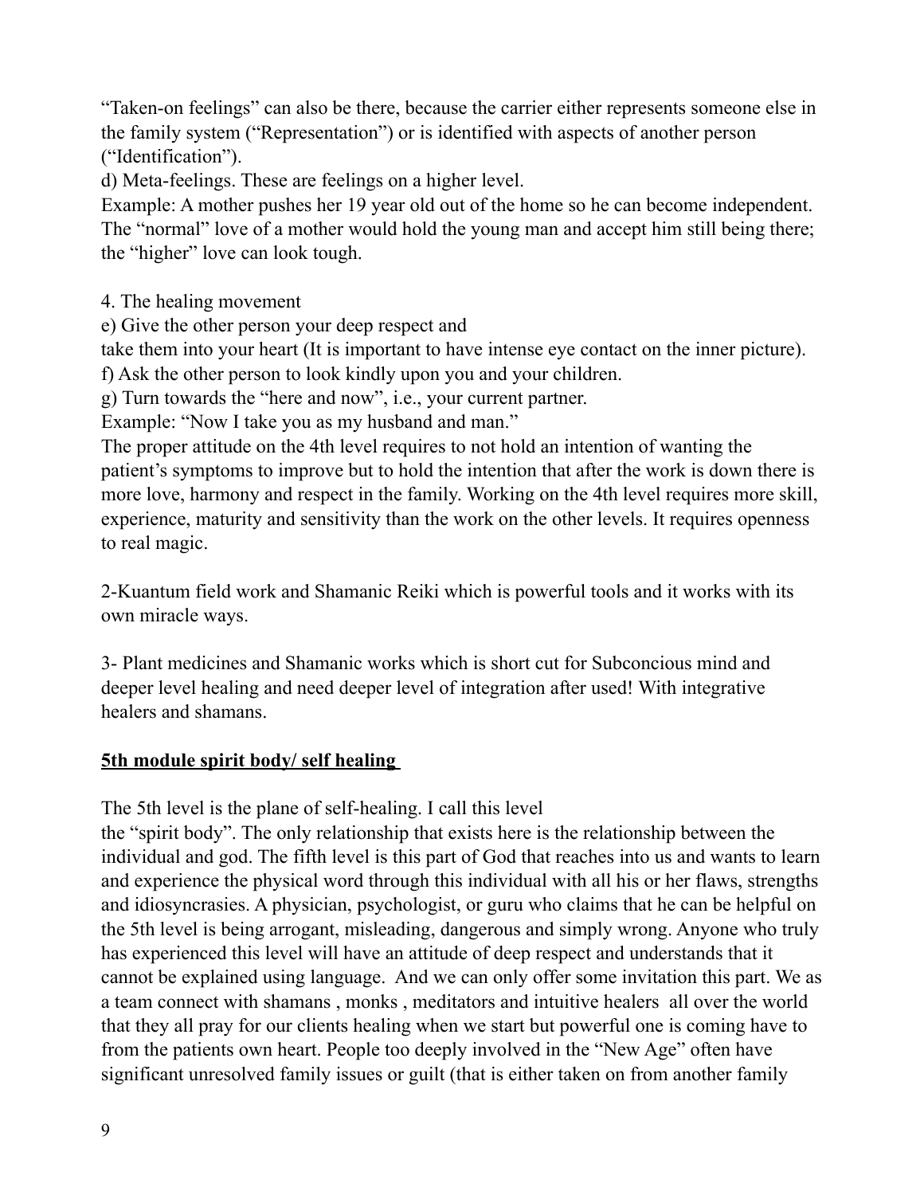“Taken-on feelings” can also be there, because the carrier either represents someone else in the family system (“Representation”) or is identified with aspects of another person (“Identification”).

d) Meta-feelings. These are feelings on a higher level.

Example: A mother pushes her 19 year old out of the home so he can become independent. The “normal” love of a mother would hold the young man and accept him still being there; the “higher” love can look tough.

4. The healing movement

e) Give the other person your deep respect and
take them into your heart (It is important to have intense eye contact on the inner picture).

f) Ask the other person to look kindly upon you and your children.

g) Turn towards the “here and now”, i.e., your current partner.

Example: “Now I take you as my husband and man.”

The proper attitude on the 4th level requires to not hold an intention of wanting the patient’s symptoms to improve but to hold the intention that after the work is down there is more love, harmony and respect in the family. Working on the 4th level requires more skill, experience, maturity and sensitivity than the work on the other levels. It requires openness to real magic.

2-Kuantum field work and Shamanic Reiki which is powerful tools and it works with its own miracle ways.

3- Plant medicines and Shamanic works which is short cut for Subconcious mind and deeper level healing and need deeper level of integration after used! With integrative healers and shamans.

**<u>5th module spirit body/ self healing</u>**

The 5th level is the plane of self-healing. I call this level
the “spirit body”. The only relationship that exists here is the relationship between the individual and god. The fifth level is this part of God that reaches into us and wants to learn and experience the physical word through this individual with all his or her flaws, strengths and idiosyncrasies. A physician, psychologist, or guru who claims that he can be helpful on the 5th level is being arrogant, misleading, dangerous and simply wrong. Anyone who truly has experienced this level will have an attitude of deep respect and understands that it cannot be explained using language. And we can only offer some invitation this part. We as a team connect with shamans , monks , meditators and intuitive healers all over the world that they all pray for our clients healing when we start but powerful one is coming have to from the patients own heart. People too deeply involved in the “New Age” often have significant unresolved family issues or guilt (that is either taken on from another family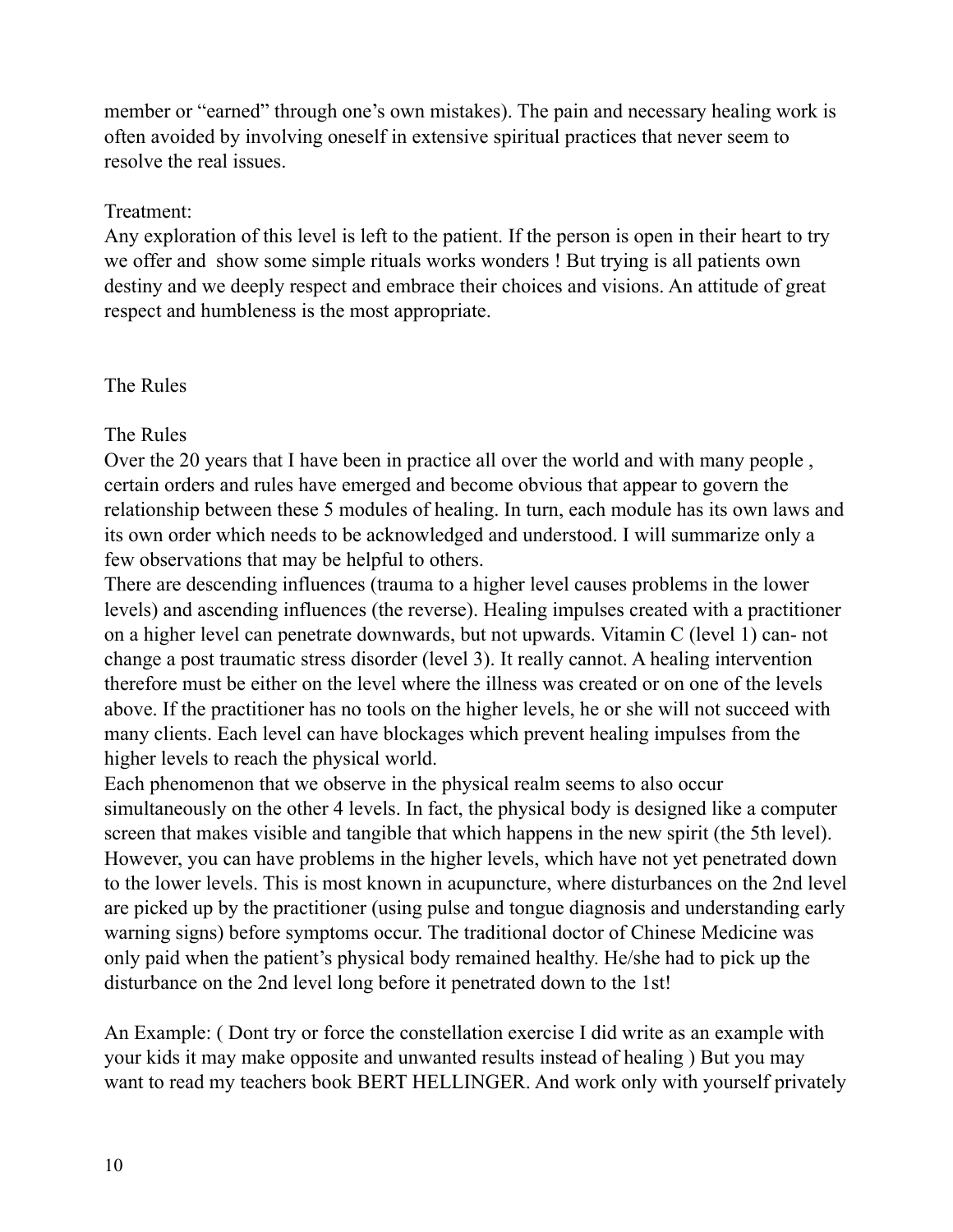member or "earned" through one's own mistakes). The pain and necessary healing work is often avoided by involving oneself in extensive spiritual practices that never seem to resolve the real issues.

Treatment:
Any exploration of this level is left to the patient. If the person is open in their heart to try we offer and show some simple rituals works wonders ! But trying is all patients own destiny and we deeply respect and embrace their choices and visions. An attitude of great respect and humbleness is the most appropriate.

The Rules

The Rules
Over the 20 years that I have been in practice all over the world and with many people , certain orders and rules have emerged and become obvious that appear to govern the relationship between these 5 modules of healing. In turn, each module has its own laws and its own order which needs to be acknowledged and understood. I will summarize only a few observations that may be helpful to others.
There are descending influences (trauma to a higher level causes problems in the lower levels) and ascending influences (the reverse). Healing impulses created with a practitioner on a higher level can penetrate downwards, but not upwards. Vitamin C (level 1) can- not change a post traumatic stress disorder (level 3). It really cannot. A healing intervention therefore must be either on the level where the illness was created or on one of the levels above. If the practitioner has no tools on the higher levels, he or she will not succeed with many clients. Each level can have blockages which prevent healing impulses from the higher levels to reach the physical world.
Each phenomenon that we observe in the physical realm seems to also occur simultaneously on the other 4 levels. In fact, the physical body is designed like a computer screen that makes visible and tangible that which happens in the new spirit (the 5th level). However, you can have problems in the higher levels, which have not yet penetrated down to the lower levels. This is most known in acupuncture, where disturbances on the 2nd level are picked up by the practitioner (using pulse and tongue diagnosis and understanding early warning signs) before symptoms occur. The traditional doctor of Chinese Medicine was only paid when the patient's physical body remained healthy. He/she had to pick up the disturbance on the 2nd level long before it penetrated down to the 1st!

An Example: ( Dont try or force the constellation exercise I did write as an example with your kids it may make opposite and unwanted results instead of healing ) But you may want to read my teachers book BERT HELLINGER. And work only with yourself privately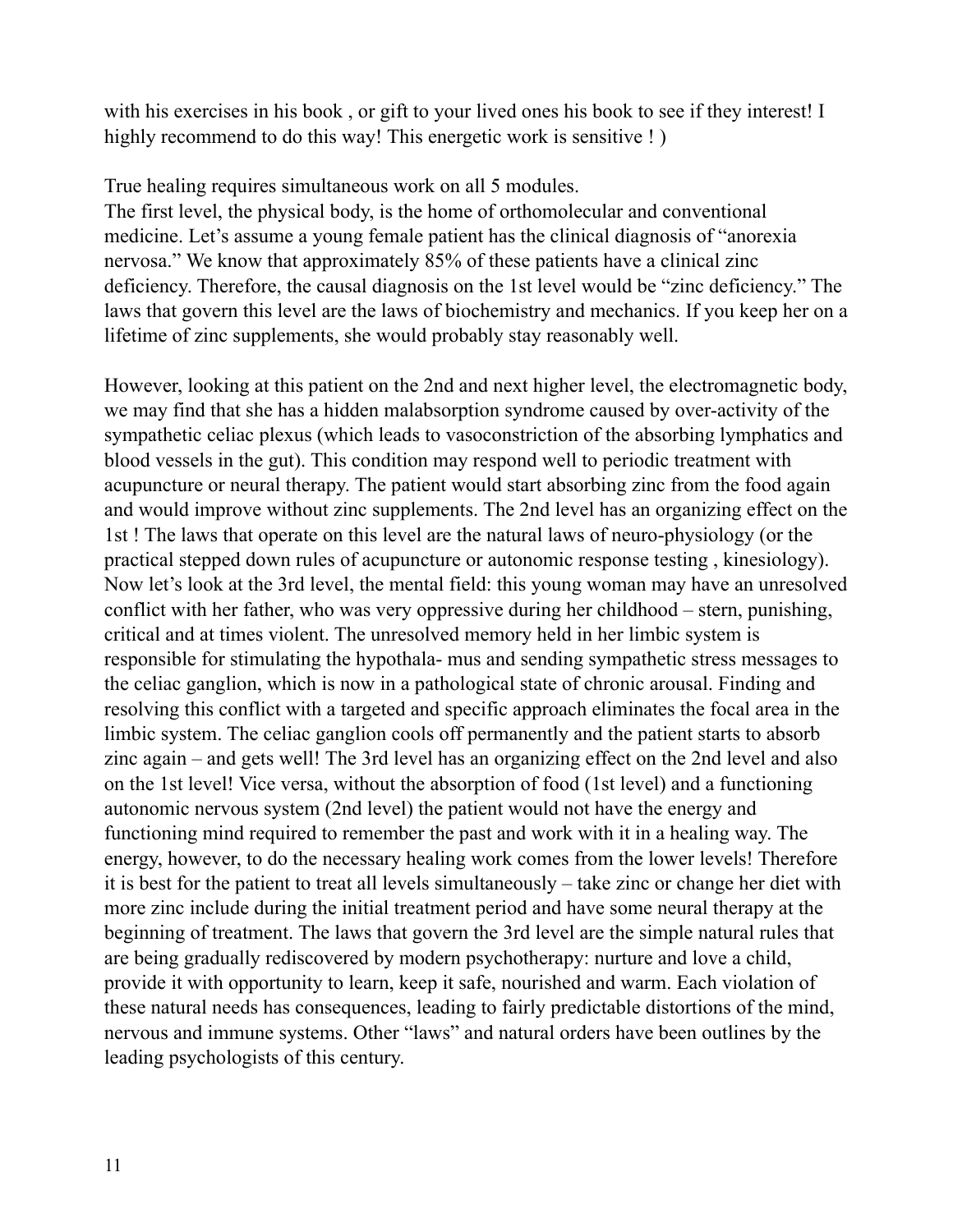with his exercises in his book , or gift to your lived ones his book to see if they interest! I highly recommend to do this way! This energetic work is sensitive ! )

True healing requires simultaneous work on all 5 modules.
The first level, the physical body, is the home of orthomolecular and conventional medicine. Let's assume a young female patient has the clinical diagnosis of "anorexia nervosa." We know that approximately 85% of these patients have a clinical zinc deficiency. Therefore, the causal diagnosis on the 1st level would be "zinc deficiency." The laws that govern this level are the laws of biochemistry and mechanics. If you keep her on a lifetime of zinc supplements, she would probably stay reasonably well.

However, looking at this patient on the 2nd and next higher level, the electromagnetic body, we may find that she has a hidden malabsorption syndrome caused by over-activity of the sympathetic celiac plexus (which leads to vasoconstriction of the absorbing lymphatics and blood vessels in the gut). This condition may respond well to periodic treatment with acupuncture or neural therapy. The patient would start absorbing zinc from the food again and would improve without zinc supplements. The 2nd level has an organizing effect on the 1st ! The laws that operate on this level are the natural laws of neuro-physiology (or the practical stepped down rules of acupuncture or autonomic response testing , kinesiology). Now let's look at the 3rd level, the mental field: this young woman may have an unresolved conflict with her father, who was very oppressive during her childhood – stern, punishing, critical and at times violent. The unresolved memory held in her limbic system is responsible for stimulating the hypothala- mus and sending sympathetic stress messages to the celiac ganglion, which is now in a pathological state of chronic arousal. Finding and resolving this conflict with a targeted and specific approach eliminates the focal area in the limbic system. The celiac ganglion cools off permanently and the patient starts to absorb zinc again – and gets well! The 3rd level has an organizing effect on the 2nd level and also on the 1st level! Vice versa, without the absorption of food (1st level) and a functioning autonomic nervous system (2nd level) the patient would not have the energy and functioning mind required to remember the past and work with it in a healing way. The energy, however, to do the necessary healing work comes from the lower levels! Therefore it is best for the patient to treat all levels simultaneously – take zinc or change her diet with more zinc include during the initial treatment period and have some neural therapy at the beginning of treatment. The laws that govern the 3rd level are the simple natural rules that are being gradually rediscovered by modern psychotherapy: nurture and love a child, provide it with opportunity to learn, keep it safe, nourished and warm. Each violation of these natural needs has consequences, leading to fairly predictable distortions of the mind, nervous and immune systems. Other "laws" and natural orders have been outlines by the leading psychologists of this century.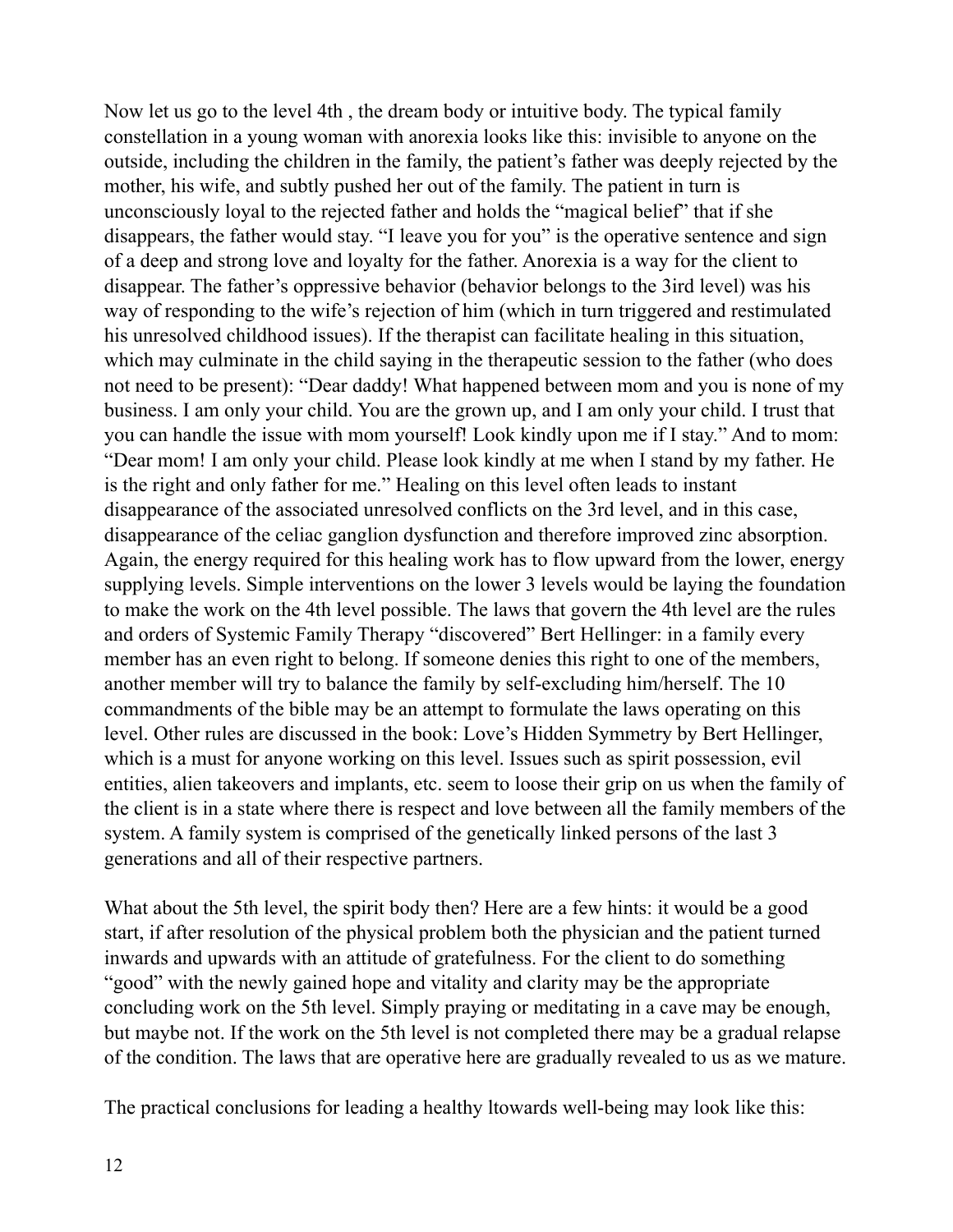Now let us go to the level 4th , the dream body or intuitive body. The typical family constellation in a young woman with anorexia looks like this: invisible to anyone on the outside, including the children in the family, the patient's father was deeply rejected by the mother, his wife, and subtly pushed her out of the family. The patient in turn is unconsciously loyal to the rejected father and holds the "magical belief" that if she disappears, the father would stay. "I leave you for you" is the operative sentence and sign of a deep and strong love and loyalty for the father. Anorexia is a way for the client to disappear. The father's oppressive behavior (behavior belongs to the 3ird level) was his way of responding to the wife's rejection of him (which in turn triggered and restimulated his unresolved childhood issues). If the therapist can facilitate healing in this situation, which may culminate in the child saying in the therapeutic session to the father (who does not need to be present): "Dear daddy! What happened between mom and you is none of my business. I am only your child. You are the grown up, and I am only your child. I trust that you can handle the issue with mom yourself! Look kindly upon me if I stay." And to mom: "Dear mom! I am only your child. Please look kindly at me when I stand by my father. He is the right and only father for me." Healing on this level often leads to instant disappearance of the associated unresolved conflicts on the 3rd level, and in this case, disappearance of the celiac ganglion dysfunction and therefore improved zinc absorption. Again, the energy required for this healing work has to flow upward from the lower, energy supplying levels. Simple interventions on the lower 3 levels would be laying the foundation to make the work on the 4th level possible. The laws that govern the 4th level are the rules and orders of Systemic Family Therapy "discovered" Bert Hellinger: in a family every member has an even right to belong. If someone denies this right to one of the members, another member will try to balance the family by self-excluding him/herself. The 10 commandments of the bible may be an attempt to formulate the laws operating on this level. Other rules are discussed in the book: Love's Hidden Symmetry by Bert Hellinger, which is a must for anyone working on this level. Issues such as spirit possession, evil entities, alien takeovers and implants, etc. seem to loose their grip on us when the family of the client is in a state where there is respect and love between all the family members of the system. A family system is comprised of the genetically linked persons of the last 3 generations and all of their respective partners.

What about the 5th level, the spirit body then? Here are a few hints: it would be a good start, if after resolution of the physical problem both the physician and the patient turned inwards and upwards with an attitude of gratefulness. For the client to do something "good" with the newly gained hope and vitality and clarity may be the appropriate concluding work on the 5th level. Simply praying or meditating in a cave may be enough, but maybe not. If the work on the 5th level is not completed there may be a gradual relapse of the condition. The laws that are operative here are gradually revealed to us as we mature.

The practical conclusions for leading a healthy ltowards well-being may look like this: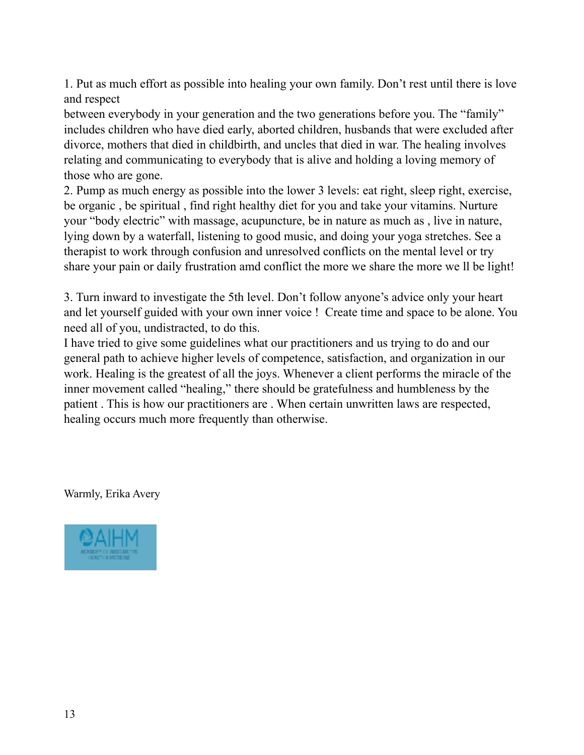1. Put as much effort as possible into healing your own family. Don't rest until there is love and respect
between everybody in your generation and the two generations before you. The "family" includes children who have died early, aborted children, husbands that were excluded after divorce, mothers that died in childbirth, and uncles that died in war. The healing involves relating and communicating to everybody that is alive and holding a loving memory of those who are gone.
2. Pump as much energy as possible into the lower 3 levels: eat right, sleep right, exercise, be organic , be spiritual , find right healthy diet for you and take your vitamins. Nurture your "body electric" with massage, acupuncture, be in nature as much as , live in nature, lying down by a waterfall, listening to good music, and doing your yoga stretches. See a therapist to work through confusion and unresolved conflicts on the mental level or try share your pain or daily frustration amd conflict the more we share the more we ll be light!

3. Turn inward to investigate the 5th level. Don't follow anyone's advice only your heart and let yourself guided with your own inner voice ! Create time and space to be alone. You need all of you, undistracted, to do this.
I have tried to give some guidelines what our practitioners and us trying to do and our general path to achieve higher levels of competence, satisfaction, and organization in our work. Healing is the greatest of all the joys. Whenever a client performs the miracle of the inner movement called "healing," there should be gratefulness and humbleness by the patient . This is how our practitioners are . When certain unwritten laws are respected, healing occurs much more frequently than otherwise.

Warmly, Erika Avery

AIHM
ACADEMY OF INTEGRATIVE HEALTH & MEDICINE